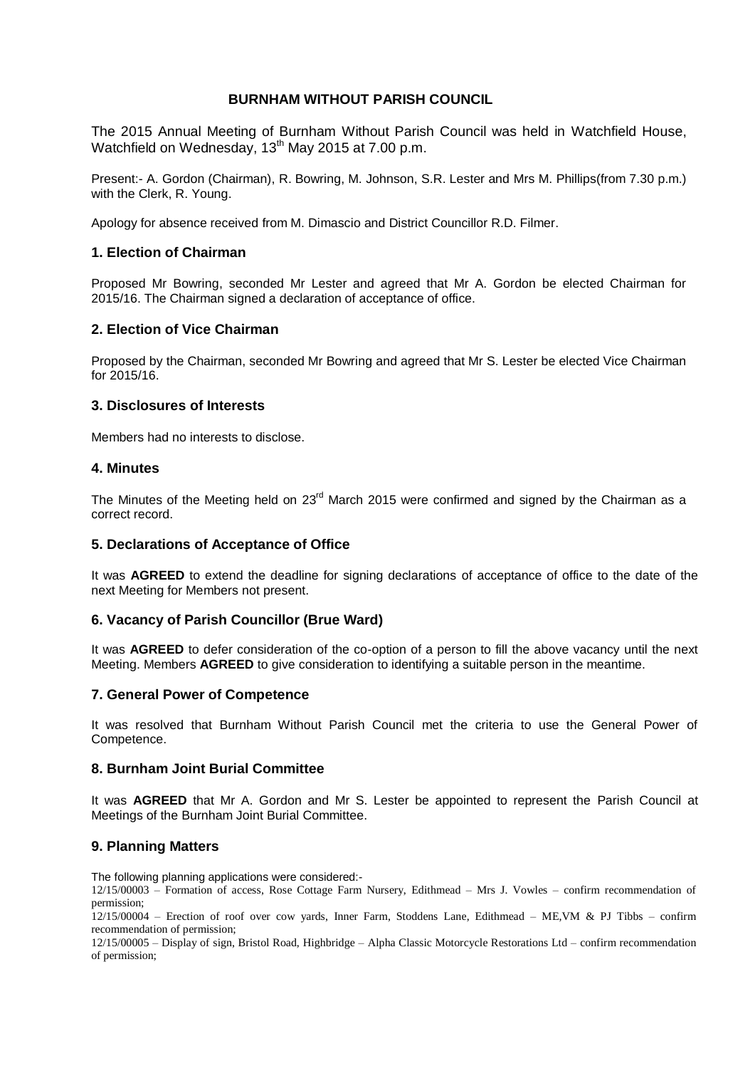# BURNHAM WITHOUT PARISH COUNCIL

The 2015 Annual Meeting of Burnham Without Parish Council was held in Watchfield House, Watchfield on Wednesday, 13th May 2015 at 7.00 p.m.

Present:- A. Gordon (Chairman), R. Bowring, M. Johnson, S.R. Lester and Mrs M. Phillips(from 7.30 p.m.) with the Clerk, R. Young.

Apology for absence received from M. Dimascio and District Councillor R.D. Filmer.

## 1. Election of Chairman

Proposed Mr Bowring, seconded Mr Lester and agreed that Mr A. Gordon be elected Chairman for 2015/16. The Chairman signed a declaration of acceptance of office.

## 2. Election of Vice Chairman

Proposed by the Chairman, seconded Mr Bowring and agreed that Mr S. Lester be elected Vice Chairman for 2015/16.

## 3. Disclosures of Interests

Members had no interests to disclose.

## 4. Minutes

The Minutes of the Meeting held on 23rd March 2015 were confirmed and signed by the Chairman as a correct record.

## 5. Declarations of Acceptance of Office

It was **AGREED** to extend the deadline for signing declarations of acceptance of office to the date of the next Meeting for Members not present.

## 6. Vacancy of Parish Councillor (Brue Ward)

It was **AGREED** to defer consideration of the co-option of a person to fill the above vacancy until the next Meeting. Members **AGREED** to give consideration to identifying a suitable person in the meantime.

## 7. General Power of Competence

It was resolved that Burnham Without Parish Council met the criteria to use the General Power of Competence.

## 8. Burnham Joint Burial Committee

It was **AGREED** that Mr A. Gordon and Mr S. Lester be appointed to represent the Parish Council at Meetings of the Burnham Joint Burial Committee.

## 9. Planning Matters

The following planning applications were considered:-

12/15/00003 – Formation of access, Rose Cottage Farm Nursery, Edithmead – Mrs J. Vowles – confirm recommendation of permission;

12/15/00004 – Erection of roof over cow yards, Inner Farm, Stoddens Lane, Edithmead – ME,VM & PJ Tibbs – confirm recommendation of permission;

12/15/00005 – Display of sign, Bristol Road, Highbridge – Alpha Classic Motorcycle Restorations Ltd – confirm recommendation of permission;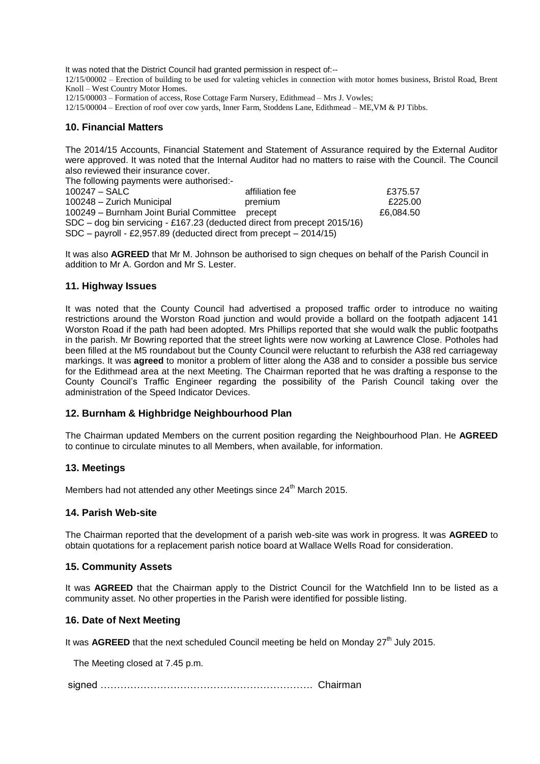It was noted that the District Council had granted permission in respect of:--

12/15/00002 – Erection of building to be used for valeting vehicles in connection with motor homes business, Bristol Road, Brent Knoll – West Country Motor Homes.

12/15/00003 – Formation of access, Rose Cottage Farm Nursery, Edithmead – Mrs J. Vowles;

12/15/00004 – Erection of roof over cow yards, Inner Farm, Stoddens Lane, Edithmead – ME,VM & PJ Tibbs.

## 10. Financial Matters

The 2014/15 Accounts, Financial Statement and Statement of Assurance required by the External Auditor were approved. It was noted that the Internal Auditor had no matters to raise with the Council. The Council also reviewed their insurance cover.

The following payments were authorised:-

| | | |
|---|---|---|
| 100247 – SALC | affiliation fee | £375.57 |
| 100248 – Zurich Municipal | premium | £225.00 |
| 100249 – Burnham Joint Burial Committee | precept | £6,084.50 |

SDC – dog bin servicing - £167.23 (deducted direct from precept 2015/16)

SDC – payroll - £2,957.89 (deducted direct from precept – 2014/15)

It was also **AGREED** that Mr M. Johnson be authorised to sign cheques on behalf of the Parish Council in addition to Mr A. Gordon and Mr S. Lester.

## 11. Highway Issues

It was noted that the County Council had advertised a proposed traffic order to introduce no waiting restrictions around the Worston Road junction and would provide a bollard on the footpath adjacent 141 Worston Road if the path had been adopted. Mrs Phillips reported that she would walk the public footpaths in the parish. Mr Bowring reported that the street lights were now working at Lawrence Close. Potholes had been filled at the M5 roundabout but the County Council were reluctant to refurbish the A38 red carriageway markings. It was **agreed** to monitor a problem of litter along the A38 and to consider a possible bus service for the Edithmead area at the next Meeting. The Chairman reported that he was drafting a response to the County Council's Traffic Engineer regarding the possibility of the Parish Council taking over the administration of the Speed Indicator Devices.

## 12. Burnham & Highbridge Neighbourhood Plan

The Chairman updated Members on the current position regarding the Neighbourhood Plan. He **AGREED** to continue to circulate minutes to all Members, when available, for information.

## 13. Meetings

Members had not attended any other Meetings since 24th March 2015.

## 14. Parish Web-site

The Chairman reported that the development of a parish web-site was work in progress. It was **AGREED** to obtain quotations for a replacement parish notice board at Wallace Wells Road for consideration.

## 15. Community Assets

It was **AGREED** that the Chairman apply to the District Council for the Watchfield Inn to be listed as a community asset. No other properties in the Parish were identified for possible listing.

## 16. Date of Next Meeting

It was **AGREED** that the next scheduled Council meeting be held on Monday 27th July 2015.

The Meeting closed at 7.45 p.m.

signed ………………………………………………………. Chairman